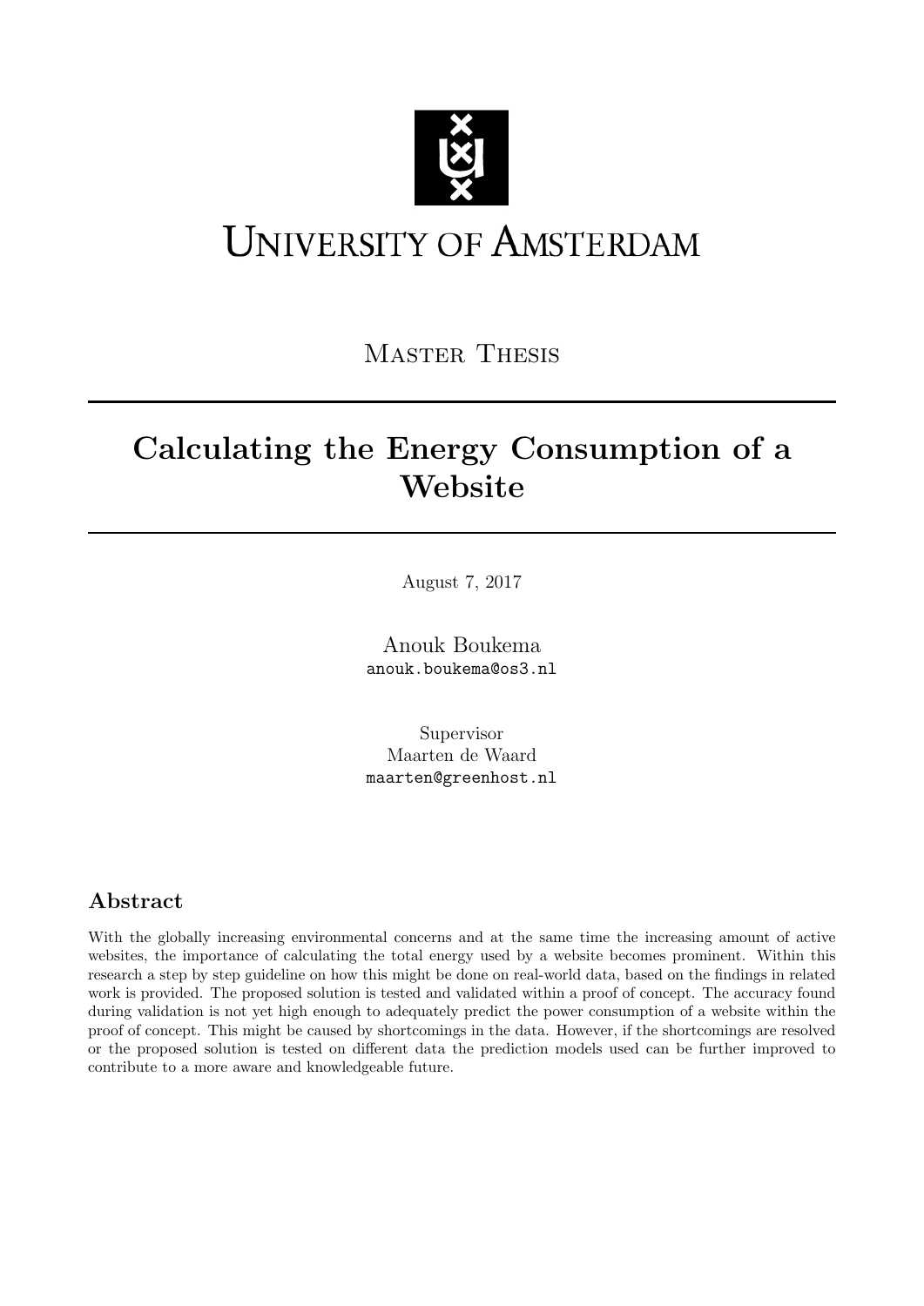UNIVERSITY OF AMSTERDAM

MASTER THESIS

# Calculating the Energy Consumption of a Website

August 7, 2017

Anouk Boukema
anouk.boukema@os3.nl

Supervisor
Maarten de Waard
maarten@greenhost.nl

## Abstract

With the globally increasing environmental concerns and at the same time the increasing amount of active websites, the importance of calculating the total energy used by a website becomes prominent. Within this research a step by step guideline on how this might be done on real-world data, based on the findings in related work is provided. The proposed solution is tested and validated within a proof of concept. The accuracy found during validation is not yet high enough to adequately predict the power consumption of a website within the proof of concept. This might be caused by shortcomings in the data. However, if the shortcomings are resolved or the proposed solution is tested on different data the prediction models used can be further improved to contribute to a more aware and knowledgeable future.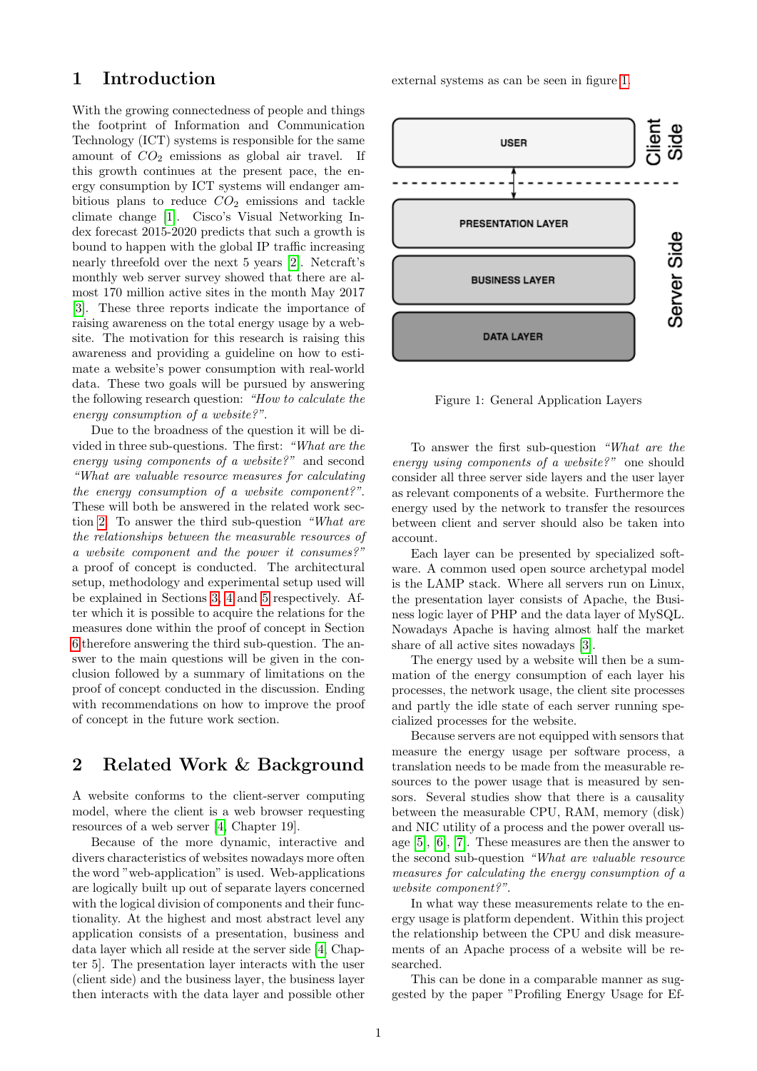# 1 Introduction

With the growing connectedness of people and things the footprint of Information and Communication Technology (ICT) systems is responsible for the same amount of $CO_2$ emissions as global air travel. If this growth continues at the present pace, the energy consumption by ICT systems will endanger ambitious plans to reduce $CO_2$ emissions and tackle climate change [1]. Cisco's Visual Networking Index forecast 2015-2020 predicts that such a growth is bound to happen with the global IP traffic increasing nearly threefold over the next 5 years [2]. Netcraft's monthly web server survey showed that there are almost 170 million active sites in the month May 2017 [3]. These three reports indicate the importance of raising awareness on the total energy usage by a website. The motivation for this research is raising this awareness and providing a guideline on how to estimate a website's power consumption with real-world data. These two goals will be pursued by answering the following research question: *"How to calculate the energy consumption of a website?"*.

Due to the broadness of the question it will be divided in three sub-questions. The first: *"What are the energy using components of a website?"* and second *"What are valuable resource measures for calculating the energy consumption of a website component?"*. These will both be answered in the related work section 2. To answer the third sub-question *"What are the relationships between the measurable resources of a website component and the power it consumes?"* a proof of concept is conducted. The architectural setup, methodology and experimental setup used will be explained in Sections 3, 4 and 5 respectively. After which it is possible to acquire the relations for the measures done within the proof of concept in Section 6 therefore answering the third sub-question. The answer to the main questions will be given in the conclusion followed by a summary of limitations on the proof of concept conducted in the discussion. Ending with recommendations on how to improve the proof of concept in the future work section.

# 2 Related Work & Background

A website conforms to the client-server computing model, where the client is a web browser requesting resources of a web server [4, Chapter 19].

Because of the more dynamic, interactive and divers characteristics of websites nowadays more often the word "web-application" is used. Web-applications are logically built up out of separate layers concerned with the logical division of components and their functionality. At the highest and most abstract level any application consists of a presentation, business and data layer which all reside at the server side [4, Chapter 5]. The presentation layer interacts with the user (client side) and the business layer, the business layer then interacts with the data layer and possible other external systems as can be seen in figure 1.

| | |
|---|---|
| USER | Client Side |
| PRESENTATION LAYER | Server Side |
| BUSINESS LAYER | |
| DATA LAYER | |

Figure 1: General Application Layers

To answer the first sub-question *"What are the energy using components of a website?"* one should consider all three server side layers and the user layer as relevant components of a website. Furthermore the energy used by the network to transfer the resources between client and server should also be taken into account.

Each layer can be presented by specialized software. A common used open source archetypal model is the LAMP stack. Where all servers run on Linux, the presentation layer consists of Apache, the Business logic layer of PHP and the data layer of MySQL. Nowadays Apache is having almost half the market share of all active sites nowadays [3].

The energy used by a website will then be a summation of the energy consumption of each layer his processes, the network usage, the client site processes and partly the idle state of each server running specialized processes for the website.

Because servers are not equipped with sensors that measure the energy usage per software process, a translation needs to be made from the measurable resources to the power usage that is measured by sensors. Several studies show that there is a causality between the measurable CPU, RAM, memory (disk) and NIC utility of a process and the power overall usage [5], [6], [7]. These measures are then the answer to the second sub-question *"What are valuable resource measures for calculating the energy consumption of a website component?"*.

In what way these measurements relate to the energy usage is platform dependent. Within this project the relationship between the CPU and disk measurements of an Apache process of a website will be researched.

This can be done in a comparable manner as suggested by the paper "Profiling Energy Usage for Ef-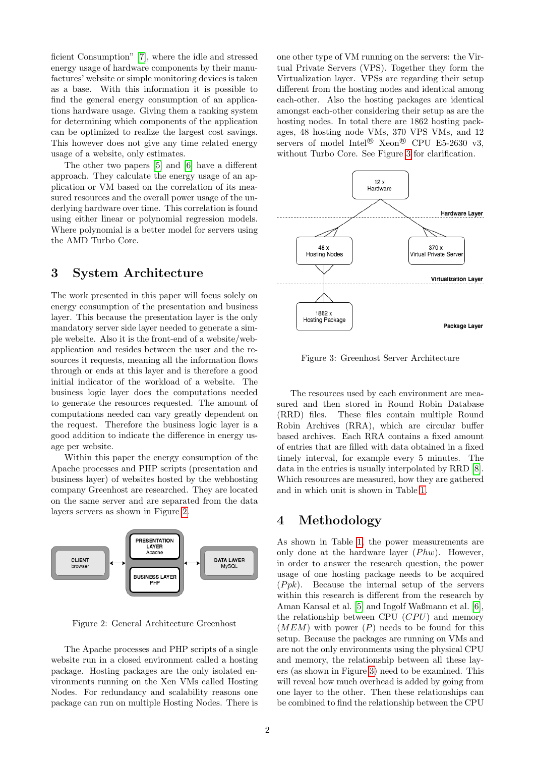ficient Consumption" [7], where the idle and stressed energy usage of hardware components by their manufactures' website or simple monitoring devices is taken as a base. With this information it is possible to find the general energy consumption of an applications hardware usage. Giving them a ranking system for determining which components of the application can be optimized to realize the largest cost savings. This however does not give any time related energy usage of a website, only estimates.

The other two papers [5] and [6] have a different approach. They calculate the energy usage of an application or VM based on the correlation of its measured resources and the overall power usage of the underlying hardware over time. This correlation is found using either linear or polynomial regression models. Where polynomial is a better model for servers using the AMD Turbo Core.

# 3 System Architecture

The work presented in this paper will focus solely on energy consumption of the presentation and business layer. This because the presentation layer is the only mandatory server side layer needed to generate a simple website. Also it is the front-end of a website/web-application and resides between the user and the resources it requests, meaning all the information flows through or ends at this layer and is therefore a good initial indicator of the workload of a website. The business logic layer does the computations needed to generate the resources requested. The amount of computations needed can vary greatly dependent on the request. Therefore the business logic layer is a good addition to indicate the difference in energy usage per website.

Within this paper the energy consumption of the Apache processes and PHP scripts (presentation and business layer) of websites hosted by the webhosting company Greenhost are researched. They are located on the same server and are separated from the data layers servers as shown in Figure 2.

Figure 2: General Architecture Greenhost

The Apache processes and PHP scripts of a single website run in a closed environment called a hosting package. Hosting packages are the only isolated environments running on the Xen VMs called Hosting Nodes. For redundancy and scalability reasons one package can run on multiple Hosting Nodes. There is one other type of VM running on the servers: the Virtual Private Servers (VPS). Together they form the Virtualization layer. VPSs are regarding their setup different from the hosting nodes and identical among each-other. Also the hosting packages are identical amongst each-other considering their setup as are the hosting nodes. In total there are 1862 hosting packages, 48 hosting node VMs, 370 VPS VMs, and 12 servers of model Intel® Xeon® CPU E5-2630 v3, without Turbo Core. See Figure 3 for clarification.

Figure 3: Greenhost Server Architecture

The resources used by each environment are measured and then stored in Round Robin Database (RRD) files. These files contain multiple Round Robin Archives (RRA), which are circular buffer based archives. Each RRA contains a fixed amount of entries that are filled with data obtained in a fixed timely interval, for example every 5 minutes. The data in the entries is usually interpolated by RRD [8]. Which resources are measured, how they are gathered and in which unit is shown in Table 1.

# 4 Methodology

As shown in Table 1, the power measurements are only done at the hardware layer ($Phw$). However, in order to answer the research question, the power usage of one hosting package needs to be acquired ($Ppk$). Because the internal setup of the servers within this research is different from the research by Aman Kansal et al. [5] and Ingolf Waßmann et al. [6], the relationship between CPU ($CPU$) and memory ($MEM$) with power ($P$) needs to be found for this setup. Because the packages are running on VMs and are not the only environments using the physical CPU and memory, the relationship between all these layers (as shown in Figure 3) need to be examined. This will reveal how much overhead is added by going from one layer to the other. Then these relationships can be combined to find the relationship between the CPU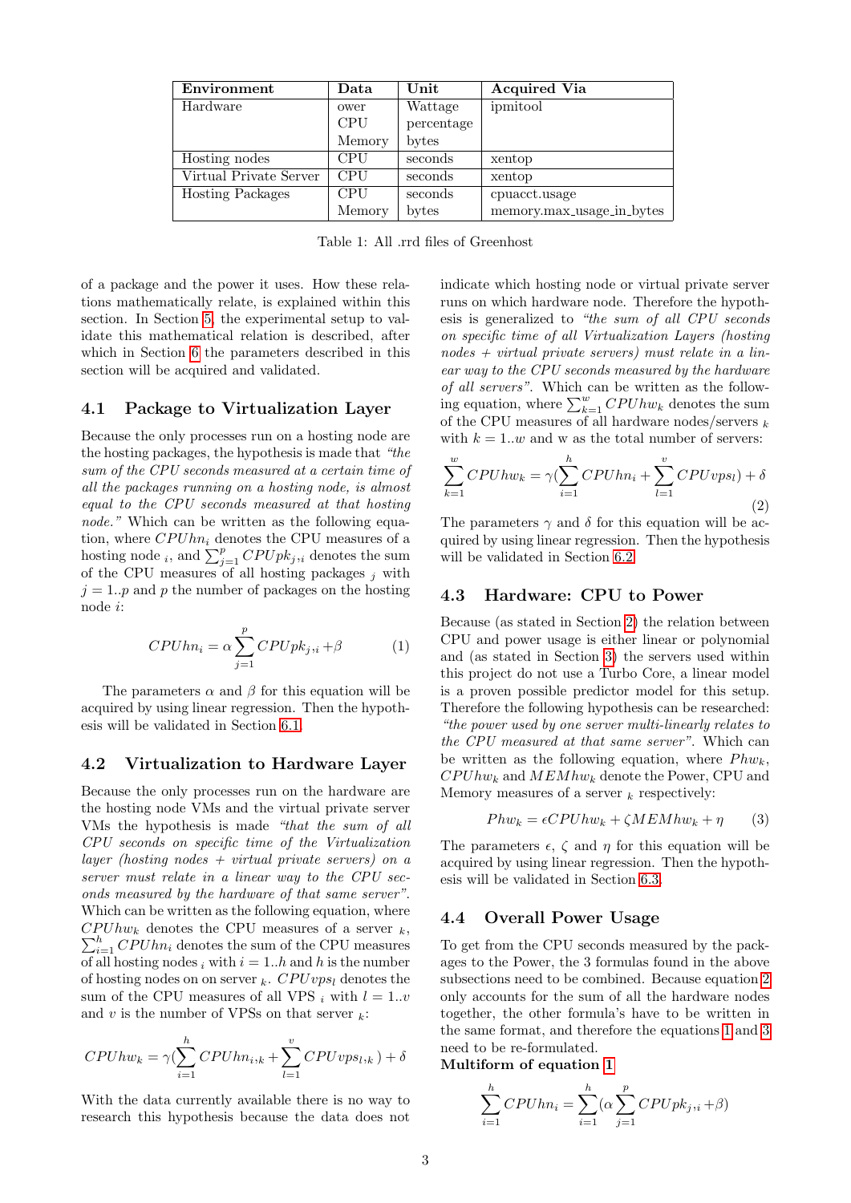| Environment | Data | Unit | Acquired Via |
|---|---|---|---|
| Hardware | ower | Wattage | ipmitool |
| | CPU | percentage | |
| | Memory | bytes | |
| Hosting nodes | CPU | seconds | xentop |
| Virtual Private Server | CPU | seconds | xentop |
| Hosting Packages | CPU | seconds | cpuacct.usage |
| | Memory | bytes | memory.max_usage_in_bytes |

Table 1: All .rrd files of Greenhost

of a package and the power it uses. How these relations mathematically relate, is explained within this section. In Section 5, the experimental setup to validate this mathematical relation is described, after which in Section 6 the parameters described in this section will be acquired and validated.

### 4.1 Package to Virtualization Layer

Because the only processes run on a hosting node are the hosting packages, the hypothesis is made that *"the sum of the CPU seconds measured at a certain time of all the packages running on a hosting node, is almost equal to the CPU seconds measured at that hosting node."* Which can be written as the following equation, where $CPUhn_i$ denotes the CPU measures of a hosting node $_i$, and $\sum_{j=1}^{p} CPUpk_{j,i}$ denotes the sum of the CPU measures of all hosting packages $_j$ with $j = 1..p$ and $p$ the number of packages on the hosting node $i$:

$$CPUhn_i = \alpha \sum_{j=1}^{p} CPUpk_{j,i} + \beta \tag{1}$$

The parameters $\alpha$ and $\beta$ for this equation will be acquired by using linear regression. Then the hypothesis will be validated in Section 6.1.

### 4.2 Virtualization to Hardware Layer

Because the only processes run on the hardware are the hosting node VMs and the virtual private server VMs the hypothesis is made *"that the sum of all CPU seconds on specific time of the Virtualization layer (hosting nodes + virtual private servers) on a server must relate in a linear way to the CPU seconds measured by the hardware of that same server"*. Which can be written as the following equation, where $CPUhw_k$ denotes the CPU measures of a server $_k$, $\sum_{i=1}^{h} CPUhn_i$ denotes the sum of the CPU measures of all hosting nodes $_i$ with $i = 1..h$ and $h$ is the number of hosting nodes on on server $_k$. $CPUvps_l$ denotes the sum of the CPU measures of all VPS $_i$ with $l = 1..v$ and $v$ is the number of VPSs on that server $_k$:

$$CPUhw_k = \gamma\left(\sum_{i=1}^{h} CPUhn_{i,k} + \sum_{l=1}^{v} CPUvps_{l,k}\right) + \delta$$

With the data currently available there is no way to research this hypothesis because the data does not indicate which hosting node or virtual private server runs on which hardware node. Therefore the hypothesis is generalized to *"the sum of all CPU seconds on specific time of all Virtualization Layers (hosting nodes + virtual private servers) must relate in a linear way to the CPU seconds measured by the hardware of all servers"*. Which can be written as the following equation, where $\sum_{k=1}^{w} CPUhw_k$ denotes the sum of the CPU measures of all hardware nodes/servers $_k$ with $k = 1..w$ and w as the total number of servers:

$$\sum_{k=1}^{w} CPUhw_k = \gamma\left(\sum_{i=1}^{h} CPUhn_i + \sum_{l=1}^{v} CPUvps_l\right) + \delta \tag{2}$$

The parameters $\gamma$ and $\delta$ for this equation will be acquired by using linear regression. Then the hypothesis will be validated in Section 6.2.

### 4.3 Hardware: CPU to Power

Because (as stated in Section 2) the relation between CPU and power usage is either linear or polynomial and (as stated in Section 3) the servers used within this project do not use a Turbo Core, a linear model is a proven possible predictor model for this setup. Therefore the following hypothesis can be researched: *"the power used by one server multi-linearly relates to the CPU measured at that same server"*. Which can be written as the following equation, where $Phw_k$, $CPUhw_k$ and $MEMhw_k$ denote the Power, CPU and Memory measures of a server $_k$ respectively:

$$Phw_k = \epsilon CPUhw_k + \zeta MEMhw_k + \eta \tag{3}$$

The parameters $\epsilon$, $\zeta$ and $\eta$ for this equation will be acquired by using linear regression. Then the hypothesis will be validated in Section 6.3.

### 4.4 Overall Power Usage

To get from the CPU seconds measured by the packages to the Power, the 3 formulas found in the above subsections need to be combined. Because equation 2 only accounts for the sum of all the hardware nodes together, the other formula's have to be written in the same format, and therefore the equations 1 and 3 need to be re-formulated.

**Multiform of equation 1**

$$\sum_{i=1}^{h} CPUhn_i = \sum_{i=1}^{h}\left(\alpha \sum_{j=1}^{p} CPUpk_{j,i} + \beta\right)$$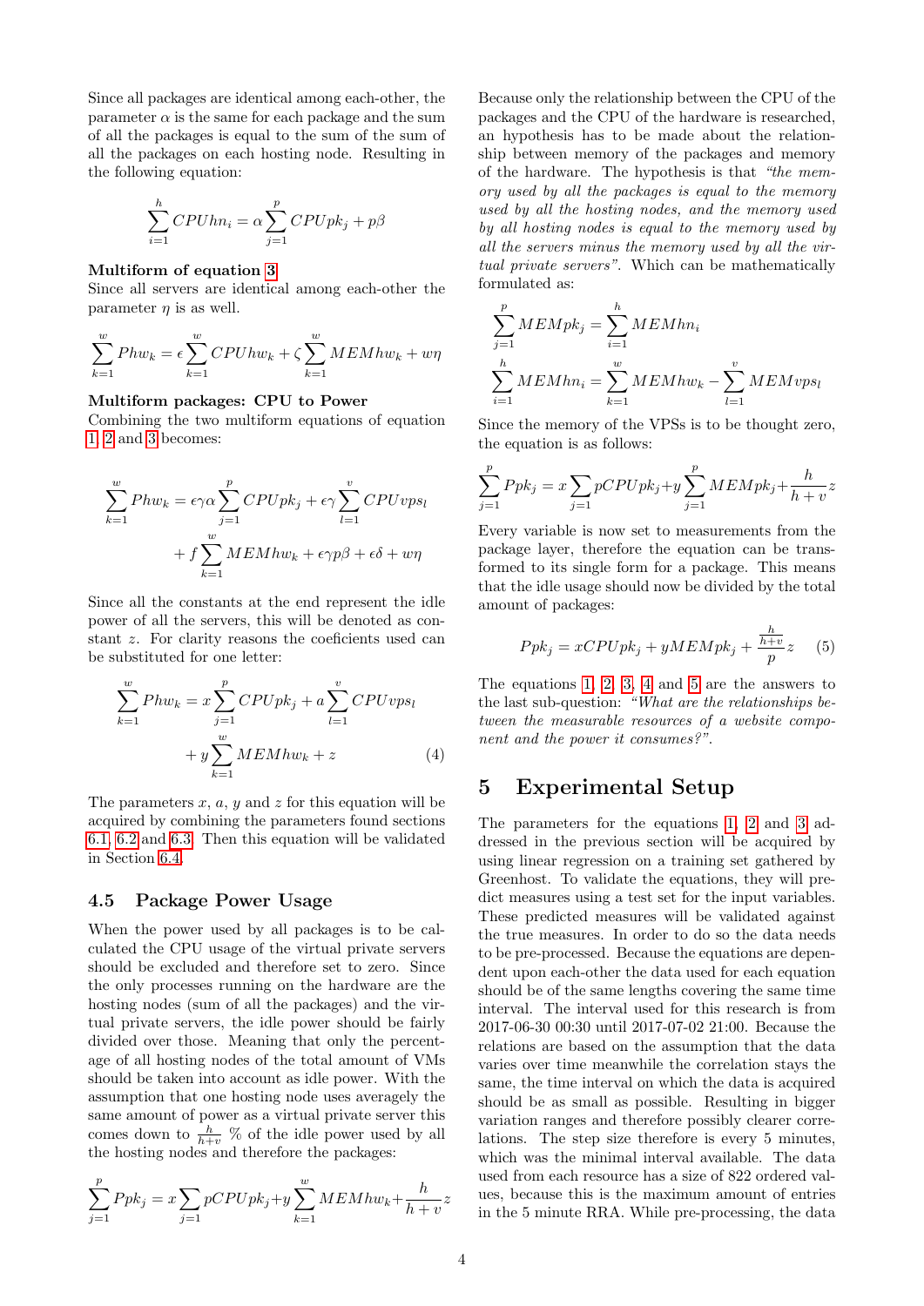Since all packages are identical among each-other, the parameter $\alpha$ is the same for each package and the sum of all the packages is equal to the sum of the sum of all the packages on each hosting node. Resulting in the following equation:

$$\sum_{i=1}^{h} CPUhn_i = \alpha \sum_{j=1}^{p} CPUpk_j + p\beta$$

**Multiform of equation 3**

Since all servers are identical among each-other the parameter $\eta$ is as well.

$$\sum_{k=1}^{w} Phw_k = \epsilon \sum_{k=1}^{w} CPUhw_k + \zeta \sum_{k=1}^{w} MEMhw_k + w\eta$$

**Multiform packages: CPU to Power**

Combining the two multiform equations of equation 1, 2 and 3 becomes:

$$\sum_{k=1}^{w} Phw_k = \epsilon\gamma\alpha \sum_{j=1}^{p} CPUpk_j + \epsilon\gamma \sum_{l=1}^{v} CPUvps_l + f \sum_{k=1}^{w} MEMhw_k + \epsilon\gamma p\beta + \epsilon\delta + w\eta$$

Since all the constants at the end represent the idle power of all the servers, this will be denoted as constant $z$. For clarity reasons the coeficients used can be substituted for one letter:

$$\sum_{k=1}^{w} Phw_k = x \sum_{j=1}^{p} CPUpk_j + a \sum_{l=1}^{v} CPUvps_l + y \sum_{k=1}^{w} MEMhw_k + z \tag{4}$$

The parameters $x$, $a$, $y$ and $z$ for this equation will be acquired by combining the parameters found sections 6.1, 6.2 and 6.3. Then this equation will be validated in Section 6.4.

### 4.5 Package Power Usage

When the power used by all packages is to be calculated the CPU usage of the virtual private servers should be excluded and therefore set to zero. Since the only processes running on the hardware are the hosting nodes (sum of all the packages) and the virtual private servers, the idle power should be fairly divided over those. Meaning that only the percentage of all hosting nodes of the total amount of VMs should be taken into account as idle power. With the assumption that one hosting node uses averagely the same amount of power as a virtual private server this comes down to $\frac{h}{h+v}$ % of the idle power used by all the hosting nodes and therefore the packages:

$$\sum_{j=1}^{p} Ppk_j = x \sum_{j=1} pCPUpk_j + y \sum_{k=1}^{w} MEMhw_k + \frac{h}{h+v} z$$

Because only the relationship between the CPU of the packages and the CPU of the hardware is researched, an hypothesis has to be made about the relationship between memory of the packages and memory of the hardware. The hypothesis is that *"the memory used by all the packages is equal to the memory used by all the hosting nodes, and the memory used by all hosting nodes is equal to the memory used by all the servers minus the memory used by all the virtual private servers"*. Which can be mathematically formulated as:

$$\sum_{j=1}^{p} MEMpk_j = \sum_{i=1}^{h} MEMhn_i$$

$$\sum_{i=1}^{h} MEMhn_i = \sum_{k=1}^{w} MEMhw_k - \sum_{l=1}^{v} MEMvps_l$$

Since the memory of the VPSs is to be thought zero, the equation is as follows:

$$\sum_{j=1}^{p} Ppk_j = x \sum_{j=1} pCPUpk_j + y \sum_{j=1}^{p} MEMpk_j + \frac{h}{h+v} z$$

Every variable is now set to measurements from the package layer, therefore the equation can be transformed to its single form for a package. This means that the idle usage should now be divided by the total amount of packages:

$$Ppk_j = xCPUpk_j + yMEMpk_j + \frac{\frac{h}{h+v}}{p} z \tag{5}$$

The equations 1, 2, 3, 4 and 5 are the answers to the last sub-question: *"What are the relationships between the measurable resources of a website component and the power it consumes?"*.

## 5 Experimental Setup

The parameters for the equations 1, 2 and 3 addressed in the previous section will be acquired by using linear regression on a training set gathered by Greenhost. To validate the equations, they will predict measures using a test set for the input variables. These predicted measures will be validated against the true measures. In order to do so the data needs to be pre-processed. Because the equations are dependent upon each-other the data used for each equation should be of the same lengths covering the same time interval. The interval used for this research is from 2017-06-30 00:30 until 2017-07-02 21:00. Because the relations are based on the assumption that the data varies over time meanwhile the correlation stays the same, the time interval on which the data is acquired should be as small as possible. Resulting in bigger variation ranges and therefore possibly clearer correlations. The step size therefore is every 5 minutes, which was the minimal interval available. The data used from each resource has a size of 822 ordered values, because this is the maximum amount of entries in the 5 minute RRA. While pre-processing, the data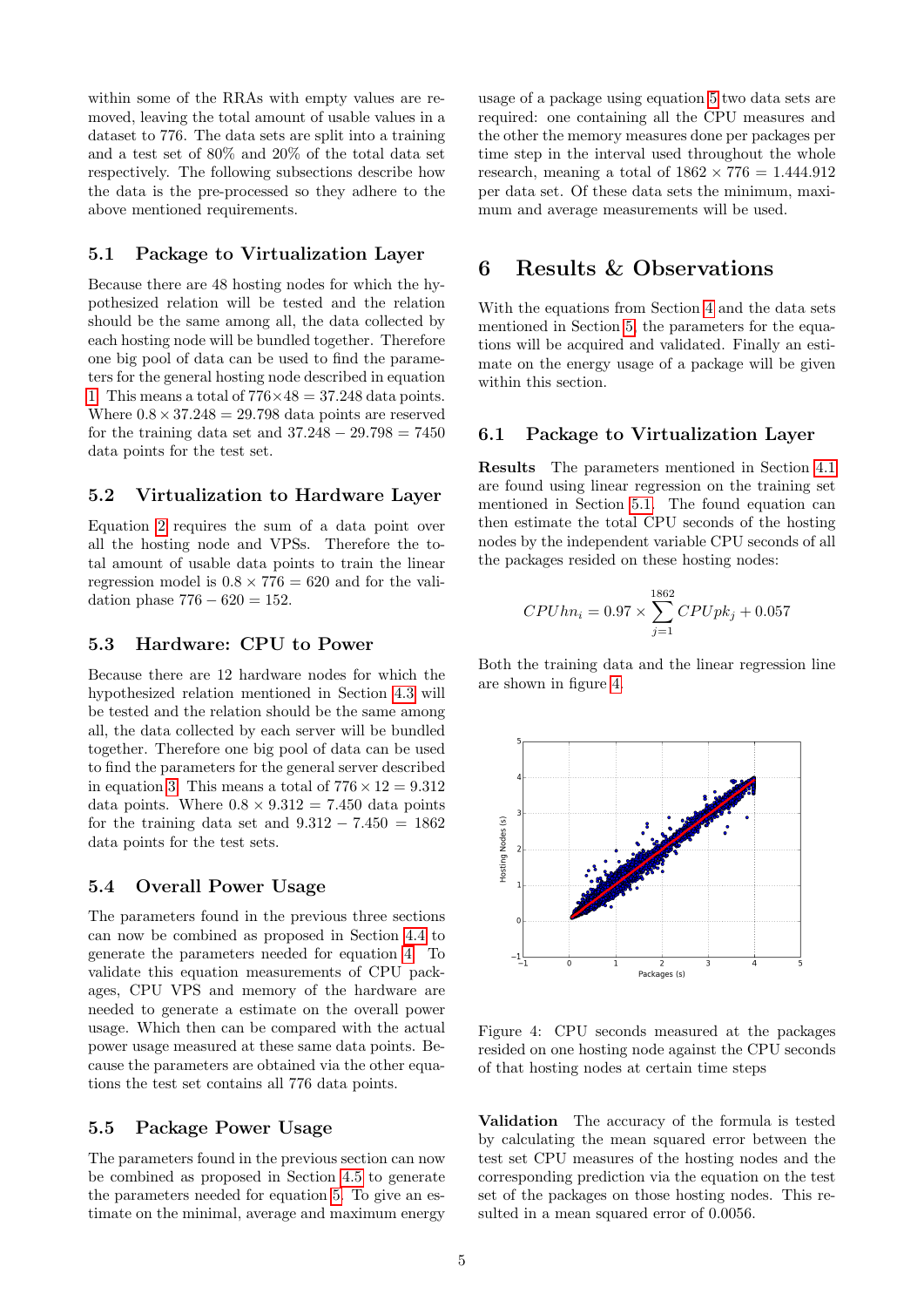within some of the RRAs with empty values are removed, leaving the total amount of usable values in a dataset to 776. The data sets are split into a training and a test set of 80% and 20% of the total data set respectively. The following subsections describe how the data is the pre-processed so they adhere to the above mentioned requirements.

### 5.1 Package to Virtualization Layer

Because there are 48 hosting nodes for which the hypothesized relation will be tested and the relation should be the same among all, the data collected by each hosting node will be bundled together. Therefore one big pool of data can be used to find the parameters for the general hosting node described in equation 1. This means a total of $776 \times 48 = 37.248$ data points. Where $0.8 \times 37.248 = 29.798$ data points are reserved for the training data set and $37.248 - 29.798 = 7450$ data points for the test set.

### 5.2 Virtualization to Hardware Layer

Equation 2 requires the sum of a data point over all the hosting node and VPSs. Therefore the total amount of usable data points to train the linear regression model is $0.8 \times 776 = 620$ and for the validation phase $776 - 620 = 152$.

### 5.3 Hardware: CPU to Power

Because there are 12 hardware nodes for which the hypothesized relation mentioned in Section 4.3 will be tested and the relation should be the same among all, the data collected by each server will be bundled together. Therefore one big pool of data can be used to find the parameters for the general server described in equation 3. This means a total of $776 \times 12 = 9.312$ data points. Where $0.8 \times 9.312 = 7.450$ data points for the training data set and $9.312 - 7.450 = 1862$ data points for the test sets.

### 5.4 Overall Power Usage

The parameters found in the previous three sections can now be combined as proposed in Section 4.4 to generate the parameters needed for equation 4. To validate this equation measurements of CPU packages, CPU VPS and memory of the hardware are needed to generate a estimate on the overall power usage. Which then can be compared with the actual power usage measured at these same data points. Because the parameters are obtained via the other equations the test set contains all 776 data points.

### 5.5 Package Power Usage

The parameters found in the previous section can now be combined as proposed in Section 4.5 to generate the parameters needed for equation 5. To give an estimate on the minimal, average and maximum energy usage of a package using equation 5 two data sets are required: one containing all the CPU measures and the other the memory measures done per packages per time step in the interval used throughout the whole research, meaning a total of $1862 \times 776 = 1.444.912$ per data set. Of these data sets the minimum, maximum and average measurements will be used.

## 6 Results & Observations

With the equations from Section 4 and the data sets mentioned in Section 5, the parameters for the equations will be acquired and validated. Finally an estimate on the energy usage of a package will be given within this section.

### 6.1 Package to Virtualization Layer

**Results** The parameters mentioned in Section 4.1 are found using linear regression on the training set mentioned in Section 5.1. The found equation can then estimate the total CPU seconds of the hosting nodes by the independent variable CPU seconds of all the packages resided on these hosting nodes:

$$CPUhn_i = 0.97 \times \sum_{j=1}^{1862} CPUpk_j + 0.057$$

Both the training data and the linear regression line are shown in figure 4.

Figure 4: CPU seconds measured at the packages resided on one hosting node against the CPU seconds of that hosting nodes at certain time steps

**Validation** The accuracy of the formula is tested by calculating the mean squared error between the test set CPU measures of the hosting nodes and the corresponding prediction via the equation on the test set of the packages on those hosting nodes. This resulted in a mean squared error of 0.0056.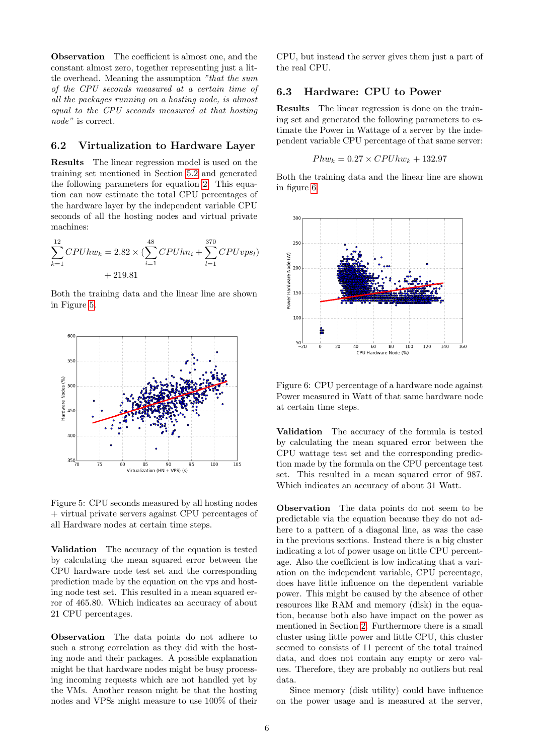**Observation** The coefficient is almost one, and the constant almost zero, together representing just a little overhead. Meaning the assumption *"that the sum of the CPU seconds measured at a certain time of all the packages running on a hosting node, is almost equal to the CPU seconds measured at that hosting node"* is correct.

## 6.2 Virtualization to Hardware Layer

**Results** The linear regression model is used on the training set mentioned in Section 5.2 and generated the following parameters for equation 2. This equation can now estimate the total CPU percentages of the hardware layer by the independent variable CPU seconds of all the hosting nodes and virtual private machines:

$$\sum_{k=1}^{12} CPUhw_k = 2.82 \times (\sum_{i=1}^{48} CPUhn_i + \sum_{l=1}^{370} CPUvps_l) + 219.81$$

Both the training data and the linear line are shown in Figure 5.

Figure 5: CPU seconds measured by all hosting nodes + virtual private servers against CPU percentages of all Hardware nodes at certain time steps.

**Validation** The accuracy of the equation is tested by calculating the mean squared error between the CPU hardware node test set and the corresponding prediction made by the equation on the vps and hosting node test set. This resulted in a mean squared error of 465.80. Which indicates an accuracy of about 21 CPU percentages.

**Observation** The data points do not adhere to such a strong correlation as they did with the hosting node and their packages. A possible explanation might be that hardware nodes might be busy processing incoming requests which are not handled yet by the VMs. Another reason might be that the hosting nodes and VPSs might measure to use 100% of their CPU, but instead the server gives them just a part of the real CPU.

## 6.3 Hardware: CPU to Power

**Results** The linear regression is done on the training set and generated the following parameters to estimate the Power in Wattage of a server by the independent variable CPU percentage of that same server:

$$Phw_k = 0.27 \times CPUhw_k + 132.97$$

Both the training data and the linear line are shown in figure 6.

Figure 6: CPU percentage of a hardware node against Power measured in Watt of that same hardware node at certain time steps.

**Validation** The accuracy of the formula is tested by calculating the mean squared error between the CPU wattage test set and the corresponding prediction made by the formula on the CPU percentage test set. This resulted in a mean squared error of 987. Which indicates an accuracy of about 31 Watt.

**Observation** The data points do not seem to be predictable via the equation because they do not adhere to a pattern of a diagonal line, as was the case in the previous sections. Instead there is a big cluster indicating a lot of power usage on little CPU percentage. Also the coefficient is low indicating that a variation on the independent variable, CPU percentage, does have little influence on the dependent variable power. This might be caused by the absence of other resources like RAM and memory (disk) in the equation, because both also have impact on the power as mentioned in Section 2. Furthermore there is a small cluster using little power and little CPU, this cluster seemed to consists of 11 percent of the total trained data, and does not contain any empty or zero values. Therefore, they are probably no outliers but real data.

Since memory (disk utility) could have influence on the power usage and is measured at the server,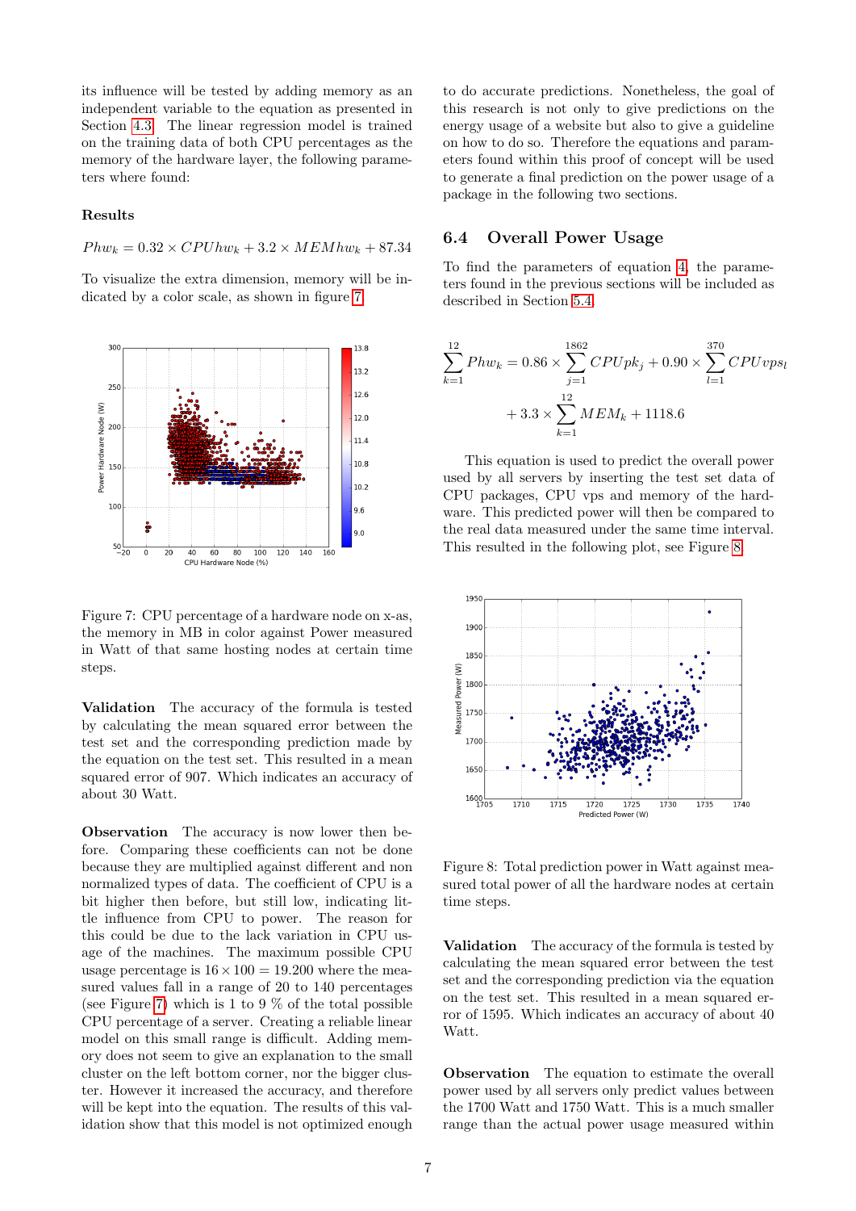its influence will be tested by adding memory as an independent variable to the equation as presented in Section 4.3. The linear regression model is trained on the training data of both CPU percentages as the memory of the hardware layer, the following parameters where found:

**Results**

$Phw_k = 0.32 \times CPUhw_k + 3.2 \times MEMhw_k + 87.34$

To visualize the extra dimension, memory will be indicated by a color scale, as shown in figure 7.

Figure 7: CPU percentage of a hardware node on x-as, the memory in MB in color against Power measured in Watt of that same hosting nodes at certain time steps.

**Validation** The accuracy of the formula is tested by calculating the mean squared error between the test set and the corresponding prediction made by the equation on the test set. This resulted in a mean squared error of 907. Which indicates an accuracy of about 30 Watt.

**Observation** The accuracy is now lower then before. Comparing these coefficients can not be done because they are multiplied against different and non normalized types of data. The coefficient of CPU is a bit higher then before, but still low, indicating little influence from CPU to power. The reason for this could be due to the lack variation in CPU usage of the machines. The maximum possible CPU usage percentage is $16 \times 100 = 19.200$ where the measured values fall in a range of 20 to 140 percentages (see Figure 7) which is 1 to 9 % of the total possible CPU percentage of a server. Creating a reliable linear model on this small range is difficult. Adding memory does not seem to give an explanation to the small cluster on the left bottom corner, nor the bigger cluster. However it increased the accuracy, and therefore will be kept into the equation. The results of this validation show that this model is not optimized enough to do accurate predictions. Nonetheless, the goal of this research is not only to give predictions on the energy usage of a website but also to give a guideline on how to do so. Therefore the equations and parameters found within this proof of concept will be used to generate a final prediction on the power usage of a package in the following two sections.

## 6.4 Overall Power Usage

To find the parameters of equation 4, the parameters found in the previous sections will be included as described in Section 5.4.

$$\sum_{k=1}^{12} Phw_k = 0.86 \times \sum_{j=1}^{1862} CPUpk_j + 0.90 \times \sum_{l=1}^{370} CPUvps_l + 3.3 \times \sum_{k=1}^{12} MEM_k + 1118.6$$

This equation is used to predict the overall power used by all servers by inserting the test set data of CPU packages, CPU vps and memory of the hardware. This predicted power will then be compared to the real data measured under the same time interval. This resulted in the following plot, see Figure 8.

Figure 8: Total prediction power in Watt against measured total power of all the hardware nodes at certain time steps.

**Validation** The accuracy of the formula is tested by calculating the mean squared error between the test set and the corresponding prediction via the equation on the test set. This resulted in a mean squared error of 1595. Which indicates an accuracy of about 40 Watt.

**Observation** The equation to estimate the overall power used by all servers only predict values between the 1700 Watt and 1750 Watt. This is a much smaller range than the actual power usage measured within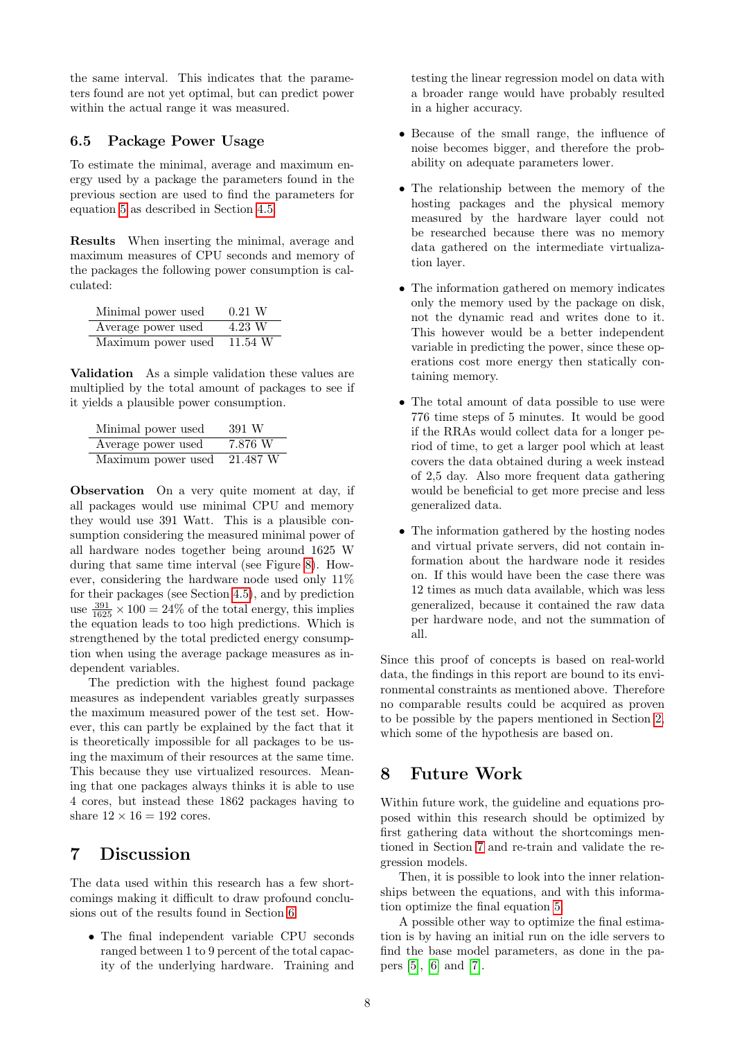the same interval. This indicates that the parameters found are not yet optimal, but can predict power within the actual range it was measured.

### 6.5 Package Power Usage

To estimate the minimal, average and maximum energy used by a package the parameters found in the previous section are used to find the parameters for equation 5 as described in Section 4.5.

**Results** When inserting the minimal, average and maximum measures of CPU seconds and memory of the packages the following power consumption is calculated:

| | |
|---|---|
| Minimal power used | 0.21 W |
| Average power used | 4.23 W |
| Maximum power used | 11.54 W |

**Validation** As a simple validation these values are multiplied by the total amount of packages to see if it yields a plausible power consumption.

| | |
|---|---|
| Minimal power used | 391 W |
| Average power used | 7.876 W |
| Maximum power used | 21.487 W |

**Observation** On a very quite moment at day, if all packages would use minimal CPU and memory they would use 391 Watt. This is a plausible consumption considering the measured minimal power of all hardware nodes together being around 1625 W during that same time interval (see Figure 8). However, considering the hardware node used only 11% for their packages (see Section 4.5), and by prediction use $\frac{391}{1625} \times 100 = 24\%$ of the total energy, this implies the equation leads to too high predictions. Which is strengthened by the total predicted energy consumption when using the average package measures as independent variables.

The prediction with the highest found package measures as independent variables greatly surpasses the maximum measured power of the test set. However, this can partly be explained by the fact that it is theoretically impossible for all packages to be using the maximum of their resources at the same time. This because they use virtualized resources. Meaning that one packages always thinks it is able to use 4 cores, but instead these 1862 packages having to share $12 \times 16 = 192$ cores.

# 7 Discussion

The data used within this research has a few shortcomings making it difficult to draw profound conclusions out of the results found in Section 6.

- The final independent variable CPU seconds ranged between 1 to 9 percent of the total capacity of the underlying hardware. Training and testing the linear regression model on data with a broader range would have probably resulted in a higher accuracy.
- Because of the small range, the influence of noise becomes bigger, and therefore the probability on adequate parameters lower.
- The relationship between the memory of the hosting packages and the physical memory measured by the hardware layer could not be researched because there was no memory data gathered on the intermediate virtualization layer.
- The information gathered on memory indicates only the memory used by the package on disk, not the dynamic read and writes done to it. This however would be a better independent variable in predicting the power, since these operations cost more energy then statically containing memory.
- The total amount of data possible to use were 776 time steps of 5 minutes. It would be good if the RRAs would collect data for a longer period of time, to get a larger pool which at least covers the data obtained during a week instead of 2,5 day. Also more frequent data gathering would be beneficial to get more precise and less generalized data.
- The information gathered by the hosting nodes and virtual private servers, did not contain information about the hardware node it resides on. If this would have been the case there was 12 times as much data available, which was less generalized, because it contained the raw data per hardware node, and not the summation of all.

Since this proof of concepts is based on real-world data, the findings in this report are bound to its environmental constraints as mentioned above. Therefore no comparable results could be acquired as proven to be possible by the papers mentioned in Section 2, which some of the hypothesis are based on.

# 8 Future Work

Within future work, the guideline and equations proposed within this research should be optimized by first gathering data without the shortcomings mentioned in Section 7 and re-train and validate the regression models.

Then, it is possible to look into the inner relationships between the equations, and with this information optimize the final equation 5.

A possible other way to optimize the final estimation is by having an initial run on the idle servers to find the base model parameters, as done in the papers [5], [6] and [7].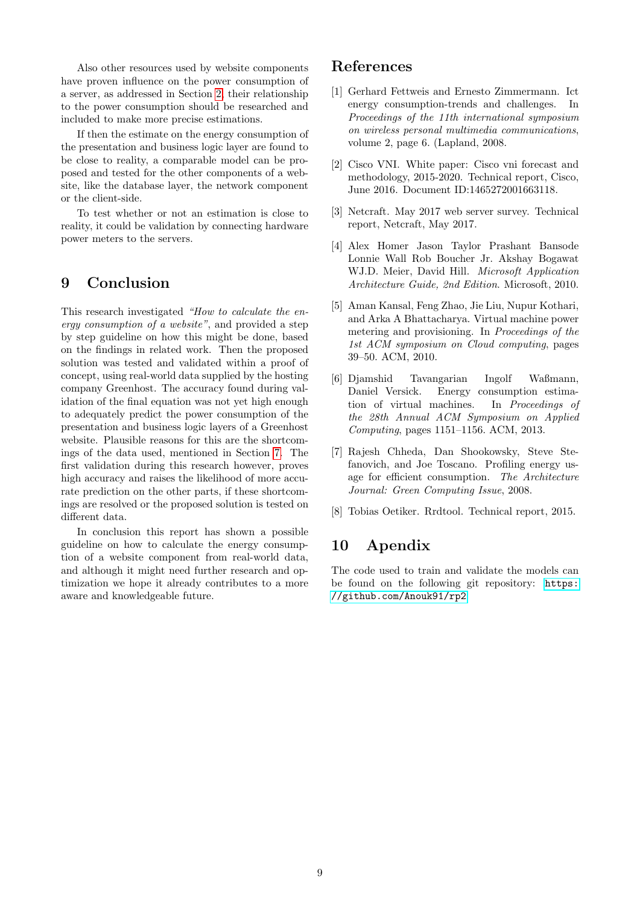Also other resources used by website components have proven influence on the power consumption of a server, as addressed in Section 2, their relationship to the power consumption should be researched and included to make more precise estimations.

If then the estimate on the energy consumption of the presentation and business logic layer are found to be close to reality, a comparable model can be proposed and tested for the other components of a website, like the database layer, the network component or the client-side.

To test whether or not an estimation is close to reality, it could be validation by connecting hardware power meters to the servers.

## 9 Conclusion

This research investigated *"How to calculate the energy consumption of a website"*, and provided a step by step guideline on how this might be done, based on the findings in related work. Then the proposed solution was tested and validated within a proof of concept, using real-world data supplied by the hosting company Greenhost. The accuracy found during validation of the final equation was not yet high enough to adequately predict the power consumption of the presentation and business logic layers of a Greenhost website. Plausible reasons for this are the shortcomings of the data used, mentioned in Section 7. The first validation during this research however, proves high accuracy and raises the likelihood of more accurate prediction on the other parts, if these shortcomings are resolved or the proposed solution is tested on different data.

In conclusion this report has shown a possible guideline on how to calculate the energy consumption of a website component from real-world data, and although it might need further research and optimization we hope it already contributes to a more aware and knowledgeable future.

## References

[1] Gerhard Fettweis and Ernesto Zimmermann. Ict energy consumption-trends and challenges. In *Proceedings of the 11th international symposium on wireless personal multimedia communications*, volume 2, page 6. (Lapland, 2008.

[2] Cisco VNI. White paper: Cisco vni forecast and methodology, 2015-2020. Technical report, Cisco, June 2016. Document ID:1465272001663118.

[3] Netcraft. May 2017 web server survey. Technical report, Netcraft, May 2017.

[4] Alex Homer Jason Taylor Prashant Bansode Lonnie Wall Rob Boucher Jr. Akshay Bogawat W.J.D. Meier, David Hill. *Microsoft Application Architecture Guide, 2nd Edition*. Microsoft, 2010.

[5] Aman Kansal, Feng Zhao, Jie Liu, Nupur Kothari, and Arka A Bhattacharya. Virtual machine power metering and provisioning. In *Proceedings of the 1st ACM symposium on Cloud computing*, pages 39–50. ACM, 2010.

[6] Djamshid Tavangarian Ingolf Waßmann, Daniel Versick. Energy consumption estimation of virtual machines. In *Proceedings of the 28th Annual ACM Symposium on Applied Computing*, pages 1151–1156. ACM, 2013.

[7] Rajesh Chheda, Dan Shookowsky, Steve Stefanovich, and Joe Toscano. Profiling energy usage for efficient consumption. *The Architecture Journal: Green Computing Issue*, 2008.

[8] Tobias Oetiker. Rrdtool. Technical report, 2015.

## 10 Apendix

The code used to train and validate the models can be found on the following git repository: https://github.com/Anouk91/rp2